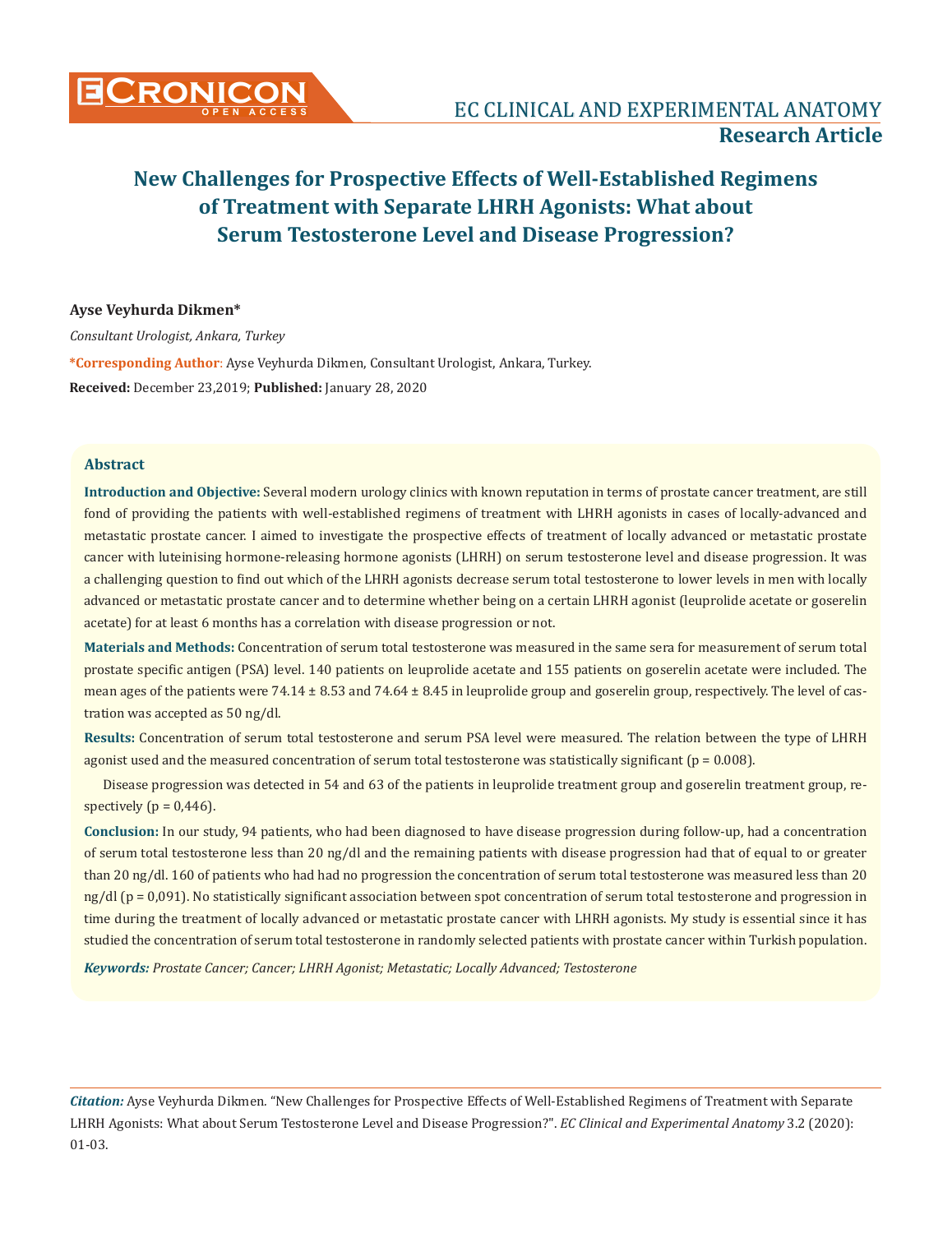Research Article

# New Challenges for Prospective Effects of Well-Established Regimens of Treatment with Separate LHRH Agonists: What about Serum Testosterone Level and Disease Progression?

**Ayse Veyhurda Dikmen***

*Consultant Urologist, Ankara, Turkey*

***Corresponding Author**: Ayse Veyhurda Dikmen, Consultant Urologist, Ankara, Turkey.

**Received:** December 23,2019; **Published:** January 28, 2020

## Abstract

**Introduction and Objective:** Several modern urology clinics with known reputation in terms of prostate cancer treatment, are still fond of providing the patients with well-established regimens of treatment with LHRH agonists in cases of locally-advanced and metastatic prostate cancer. I aimed to investigate the prospective effects of treatment of locally advanced or metastatic prostate cancer with luteinising hormone-releasing hormone agonists (LHRH) on serum testosterone level and disease progression. It was a challenging question to find out which of the LHRH agonists decrease serum total testosterone to lower levels in men with locally advanced or metastatic prostate cancer and to determine whether being on a certain LHRH agonist (leuprolide acetate or goserelin acetate) for at least 6 months has a correlation with disease progression or not.

**Materials and Methods:** Concentration of serum total testosterone was measured in the same sera for measurement of serum total prostate specific antigen (PSA) level. 140 patients on leuprolide acetate and 155 patients on goserelin acetate were included. The mean ages of the patients were 74.14 ± 8.53 and 74.64 ± 8.45 in leuprolide group and goserelin group, respectively. The level of castration was accepted as 50 ng/dl.

**Results:** Concentration of serum total testosterone and serum PSA level were measured. The relation between the type of LHRH agonist used and the measured concentration of serum total testosterone was statistically significant (p = 0.008).

Disease progression was detected in 54 and 63 of the patients in leuprolide treatment group and goserelin treatment group, respectively (p = 0,446).

**Conclusion:** In our study, 94 patients, who had been diagnosed to have disease progression during follow-up, had a concentration of serum total testosterone less than 20 ng/dl and the remaining patients with disease progression had that of equal to or greater than 20 ng/dl. 160 of patients who had had no progression the concentration of serum total testosterone was measured less than 20 ng/dl (p = 0,091). No statistically significant association between spot concentration of serum total testosterone and progression in time during the treatment of locally advanced or metastatic prostate cancer with LHRH agonists. My study is essential since it has studied the concentration of serum total testosterone in randomly selected patients with prostate cancer within Turkish population.

***Keywords:** Prostate Cancer; Cancer; LHRH Agonist; Metastatic; Locally Advanced; Testosterone*

*Citation:* Ayse Veyhurda Dikmen. "New Challenges for Prospective Effects of Well-Established Regimens of Treatment with Separate LHRH Agonists: What about Serum Testosterone Level and Disease Progression?". *EC Clinical and Experimental Anatomy* 3.2 (2020): 01-03.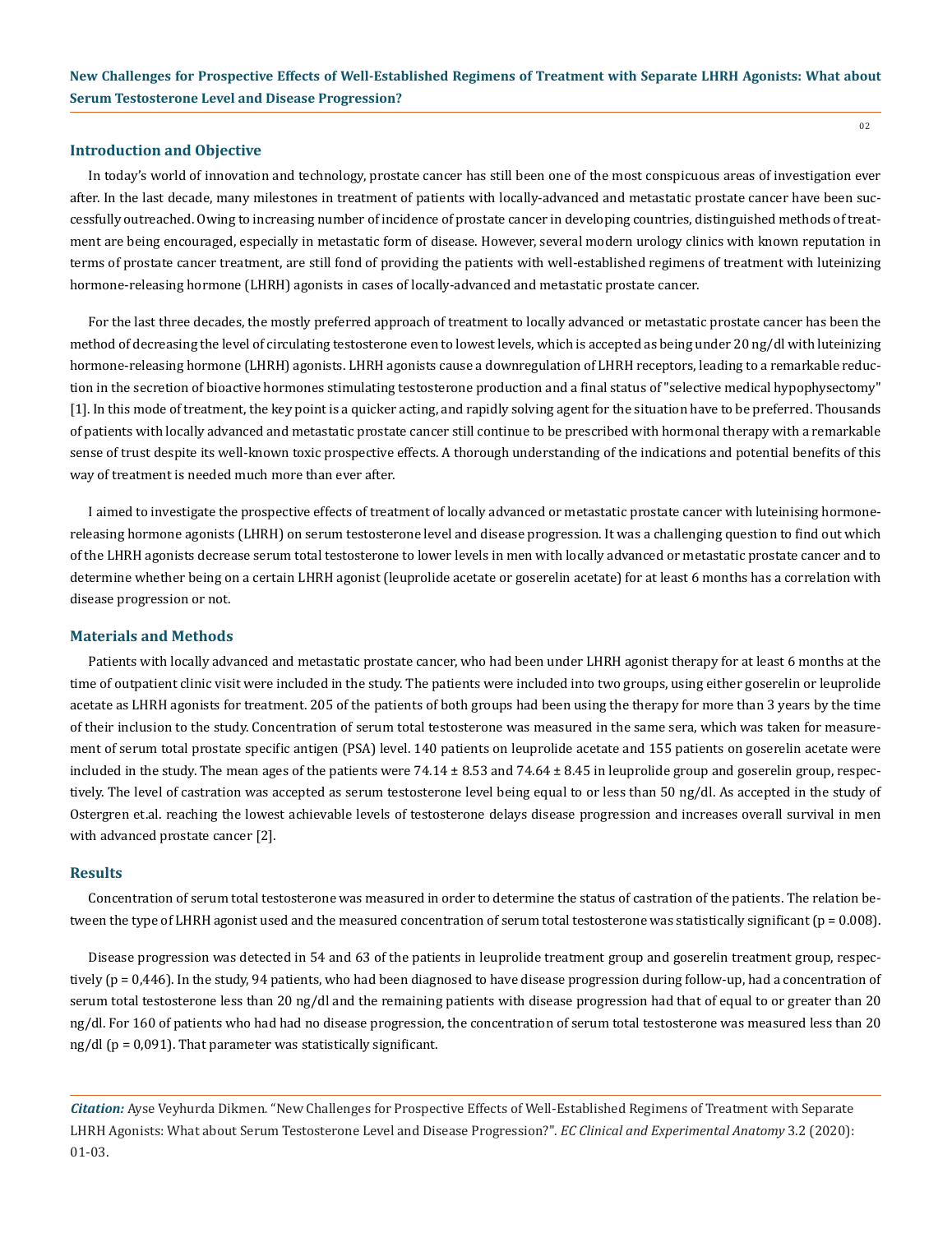## Introduction and Objective

In today's world of innovation and technology, prostate cancer has still been one of the most conspicuous areas of investigation ever after. In the last decade, many milestones in treatment of patients with locally-advanced and metastatic prostate cancer have been successfully outreached. Owing to increasing number of incidence of prostate cancer in developing countries, distinguished methods of treatment are being encouraged, especially in metastatic form of disease. However, several modern urology clinics with known reputation in terms of prostate cancer treatment, are still fond of providing the patients with well-established regimens of treatment with luteinizing hormone-releasing hormone (LHRH) agonists in cases of locally-advanced and metastatic prostate cancer.

For the last three decades, the mostly preferred approach of treatment to locally advanced or metastatic prostate cancer has been the method of decreasing the level of circulating testosterone even to lowest levels, which is accepted as being under 20 ng/dl with luteinizing hormone-releasing hormone (LHRH) agonists. LHRH agonists cause a downregulation of LHRH receptors, leading to a remarkable reduction in the secretion of bioactive hormones stimulating testosterone production and a final status of "selective medical hypophysectomy" [1]. In this mode of treatment, the key point is a quicker acting, and rapidly solving agent for the situation have to be preferred. Thousands of patients with locally advanced and metastatic prostate cancer still continue to be prescribed with hormonal therapy with a remarkable sense of trust despite its well-known toxic prospective effects. A thorough understanding of the indications and potential benefits of this way of treatment is needed much more than ever after.

I aimed to investigate the prospective effects of treatment of locally advanced or metastatic prostate cancer with luteinising hormone-releasing hormone agonists (LHRH) on serum testosterone level and disease progression. It was a challenging question to find out which of the LHRH agonists decrease serum total testosterone to lower levels in men with locally advanced or metastatic prostate cancer and to determine whether being on a certain LHRH agonist (leuprolide acetate or goserelin acetate) for at least 6 months has a correlation with disease progression or not.

## Materials and Methods

Patients with locally advanced and metastatic prostate cancer, who had been under LHRH agonist therapy for at least 6 months at the time of outpatient clinic visit were included in the study. The patients were included into two groups, using either goserelin or leuprolide acetate as LHRH agonists for treatment. 205 of the patients of both groups had been using the therapy for more than 3 years by the time of their inclusion to the study. Concentration of serum total testosterone was measured in the same sera, which was taken for measurement of serum total prostate specific antigen (PSA) level. 140 patients on leuprolide acetate and 155 patients on goserelin acetate were included in the study. The mean ages of the patients were 74.14 ± 8.53 and 74.64 ± 8.45 in leuprolide group and goserelin group, respectively. The level of castration was accepted as serum testosterone level being equal to or less than 50 ng/dl. As accepted in the study of Ostergren et.al. reaching the lowest achievable levels of testosterone delays disease progression and increases overall survival in men with advanced prostate cancer [2].

## Results

Concentration of serum total testosterone was measured in order to determine the status of castration of the patients. The relation between the type of LHRH agonist used and the measured concentration of serum total testosterone was statistically significant ($p = 0.008$).

Disease progression was detected in 54 and 63 of the patients in leuprolide treatment group and goserelin treatment group, respectively ($p = 0,446$). In the study, 94 patients, who had been diagnosed to have disease progression during follow-up, had a concentration of serum total testosterone less than 20 ng/dl and the remaining patients with disease progression had that of equal to or greater than 20 ng/dl. For 160 of patients who had had no disease progression, the concentration of serum total testosterone was measured less than 20 ng/dl ($p = 0,091$). That parameter was statistically significant.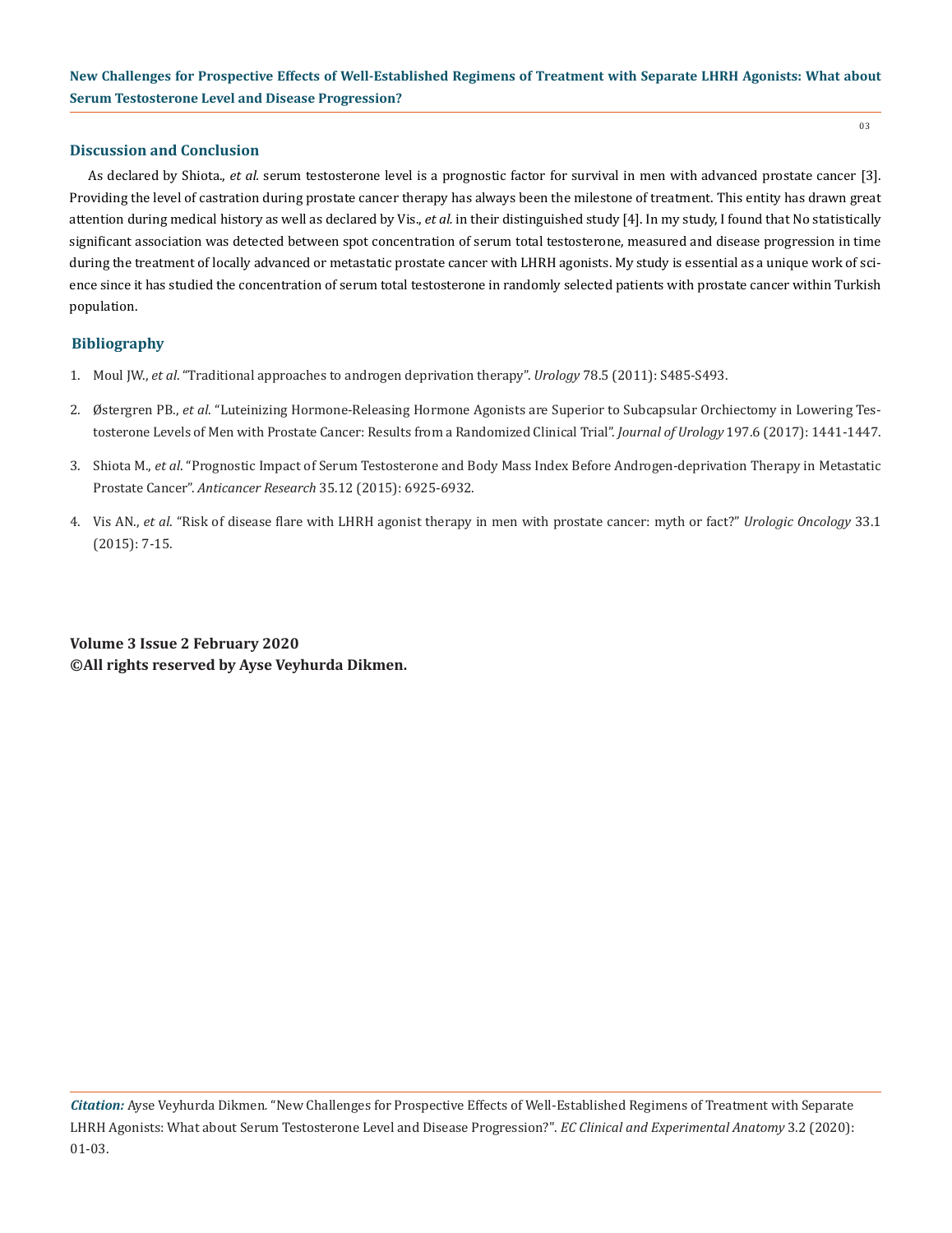## Discussion and Conclusion

As declared by Shiota., *et al.* serum testosterone level is a prognostic factor for survival in men with advanced prostate cancer [3]. Providing the level of castration during prostate cancer therapy has always been the milestone of treatment. This entity has drawn great attention during medical history as well as declared by Vis., *et al.* in their distinguished study [4]. In my study, I found that No statistically significant association was detected between spot concentration of serum total testosterone, measured and disease progression in time during the treatment of locally advanced or metastatic prostate cancer with LHRH agonists. My study is essential as a unique work of science since it has studied the concentration of serum total testosterone in randomly selected patients with prostate cancer within Turkish population.

## Bibliography

1. Moul JW., *et al*. "Traditional approaches to androgen deprivation therapy". *Urology* 78.5 (2011): S485-S493.
2. Østergren PB., *et al*. "Luteinizing Hormone-Releasing Hormone Agonists are Superior to Subcapsular Orchiectomy in Lowering Testosterone Levels of Men with Prostate Cancer: Results from a Randomized Clinical Trial". *Journal of Urology* 197.6 (2017): 1441-1447.
3. Shiota M., *et al*. "Prognostic Impact of Serum Testosterone and Body Mass Index Before Androgen-deprivation Therapy in Metastatic Prostate Cancer". *Anticancer Research* 35.12 (2015): 6925-6932.
4. Vis AN., *et al*. "Risk of disease flare with LHRH agonist therapy in men with prostate cancer: myth or fact?" *Urologic Oncology* 33.1 (2015): 7-15.

**Volume 3 Issue 2 February 2020**
**©All rights reserved by Ayse Veyhurda Dikmen.**

***Citation:*** Ayse Veyhurda Dikmen. "New Challenges for Prospective Effects of Well-Established Regimens of Treatment with Separate LHRH Agonists: What about Serum Testosterone Level and Disease Progression?". *EC Clinical and Experimental Anatomy* 3.2 (2020): 01-03.